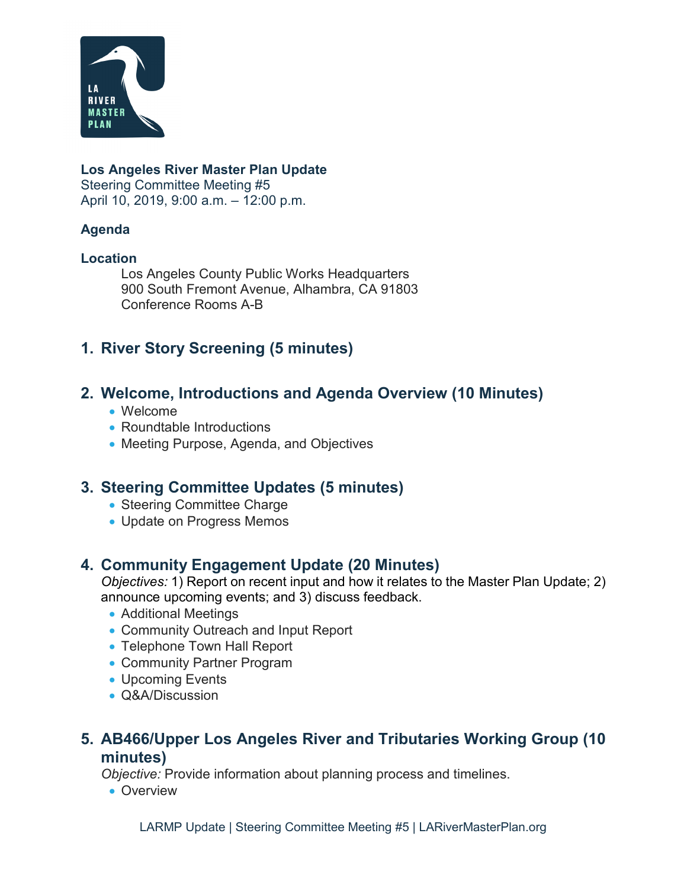**Los Angeles River Master Plan Update**
Steering Committee Meeting #5
April 10, 2019, 9:00 a.m. – 12:00 p.m.

**Agenda**

**Location**

Los Angeles County Public Works Headquarters
900 South Fremont Avenue, Alhambra, CA 91803
Conference Rooms A-B

## 1. River Story Screening (5 minutes)

## 2. Welcome, Introductions and Agenda Overview (10 Minutes)

- Welcome
- Roundtable Introductions
- Meeting Purpose, Agenda, and Objectives

## 3. Steering Committee Updates (5 minutes)

- Steering Committee Charge
- Update on Progress Memos

## 4. Community Engagement Update (20 Minutes)

*Objectives:* 1) Report on recent input and how it relates to the Master Plan Update; 2) announce upcoming events; and 3) discuss feedback.

- Additional Meetings
- Community Outreach and Input Report
- Telephone Town Hall Report
- Community Partner Program
- Upcoming Events
- Q&A/Discussion

## 5. AB466/Upper Los Angeles River and Tributaries Working Group (10 minutes)

*Objective:* Provide information about planning process and timelines.

- Overview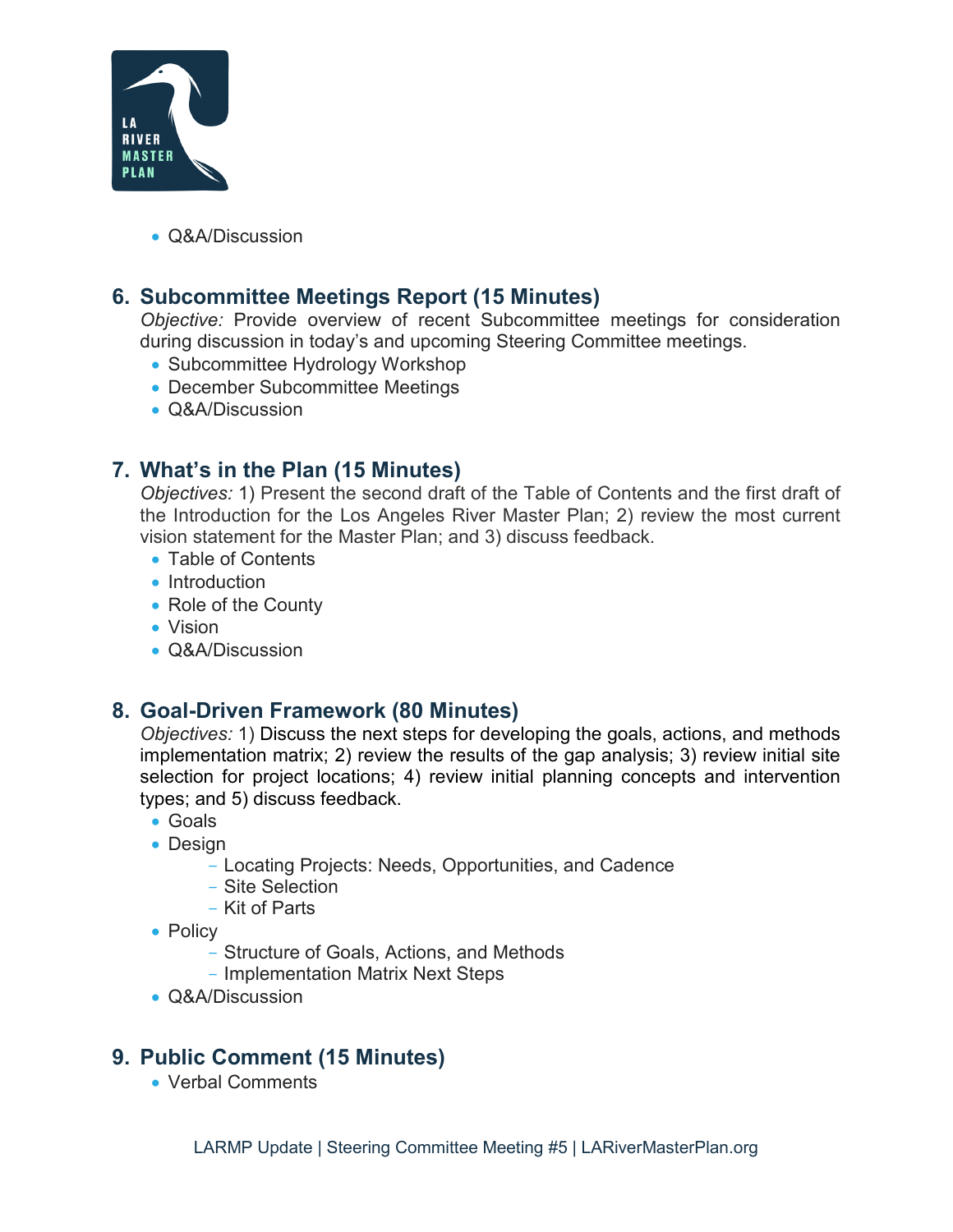- Q&A/Discussion

## 6. Subcommittee Meetings Report (15 Minutes)

*Objective:* Provide overview of recent Subcommittee meetings for consideration during discussion in today's and upcoming Steering Committee meetings.

- Subcommittee Hydrology Workshop
- December Subcommittee Meetings
- Q&A/Discussion

## 7. What's in the Plan (15 Minutes)

*Objectives:* 1) Present the second draft of the Table of Contents and the first draft of the Introduction for the Los Angeles River Master Plan; 2) review the most current vision statement for the Master Plan; and 3) discuss feedback.

- Table of Contents
- Introduction
- Role of the County
- Vision
- Q&A/Discussion

## 8. Goal-Driven Framework (80 Minutes)

*Objectives:* 1) Discuss the next steps for developing the goals, actions, and methods implementation matrix; 2) review the results of the gap analysis; 3) review initial site selection for project locations; 4) review initial planning concepts and intervention types; and 5) discuss feedback.

- Goals
- Design
  - Locating Projects: Needs, Opportunities, and Cadence
  - Site Selection
  - Kit of Parts
- Policy
  - Structure of Goals, Actions, and Methods
  - Implementation Matrix Next Steps
- Q&A/Discussion

## 9. Public Comment (15 Minutes)

- Verbal Comments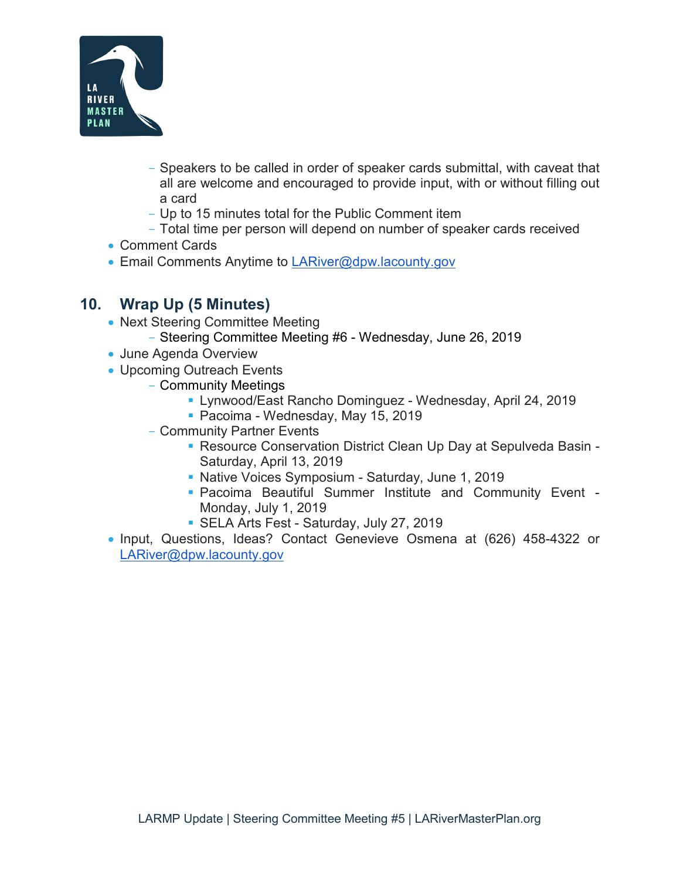- Speakers to be called in order of speaker cards submittal, with caveat that all are welcome and encouraged to provide input, with or without filling out a card
    - Up to 15 minutes total for the Public Comment item
    - Total time per person will depend on number of speaker cards received
- Comment Cards
- Email Comments Anytime to LARiver@dpw.lacounty.gov

## 10. Wrap Up (5 Minutes)

- Next Steering Committee Meeting
    - Steering Committee Meeting #6 - Wednesday, June 26, 2019
- June Agenda Overview
- Upcoming Outreach Events
    - Community Meetings
        - Lynwood/East Rancho Dominguez - Wednesday, April 24, 2019
        - Pacoima - Wednesday, May 15, 2019
    - Community Partner Events
        - Resource Conservation District Clean Up Day at Sepulveda Basin - Saturday, April 13, 2019
        - Native Voices Symposium - Saturday, June 1, 2019
        - Pacoima Beautiful Summer Institute and Community Event - Monday, July 1, 2019
        - SELA Arts Fest - Saturday, July 27, 2019
- Input, Questions, Ideas? Contact Genevieve Osmena at (626) 458-4322 or LARiver@dpw.lacounty.gov